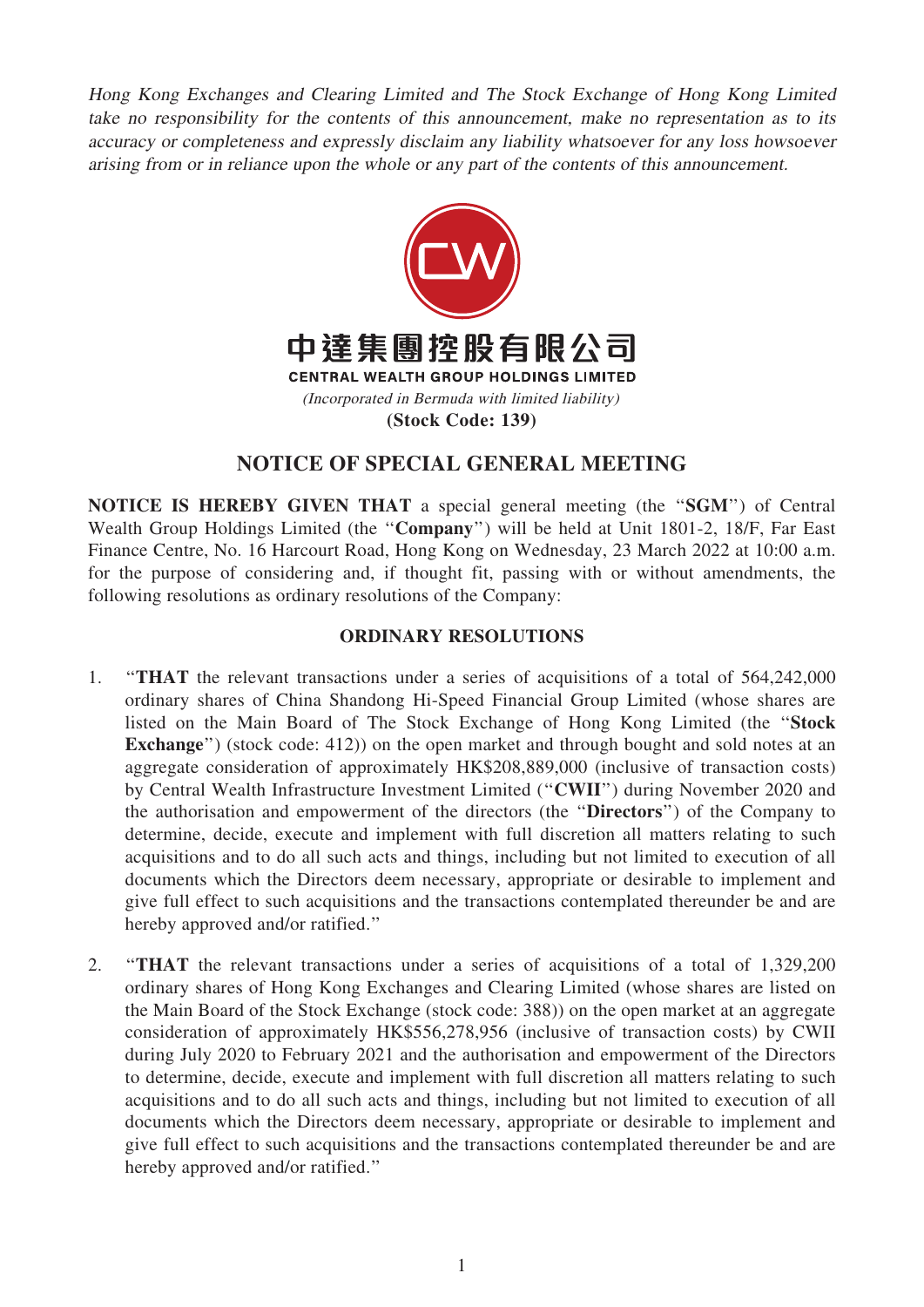*Hong Kong Exchanges and Clearing Limited and The Stock Exchange of Hong Kong Limited take no responsibility for the contents of this announcement, make no representation as to its accuracy or completeness and expressly disclaim any liability whatsoever for any loss howsoever arising from or in reliance upon the whole or any part of the contents of this announcement.*

中達集團控股有限公司

**CENTRAL WEALTH GROUP HOLDINGS LIMITED**

*(Incorporated in Bermuda with limited liability)*

**(Stock Code: 139)**

# NOTICE OF SPECIAL GENERAL MEETING

**NOTICE IS HEREBY GIVEN THAT** a special general meeting (the "**SGM**") of Central Wealth Group Holdings Limited (the "**Company**") will be held at Unit 1801-2, 18/F, Far East Finance Centre, No. 16 Harcourt Road, Hong Kong on Wednesday, 23 March 2022 at 10:00 a.m. for the purpose of considering and, if thought fit, passing with or without amendments, the following resolutions as ordinary resolutions of the Company:

## ORDINARY RESOLUTIONS

1. "**THAT** the relevant transactions under a series of acquisitions of a total of 564,242,000 ordinary shares of China Shandong Hi-Speed Financial Group Limited (whose shares are listed on the Main Board of The Stock Exchange of Hong Kong Limited (the "**Stock Exchange**") (stock code: 412)) on the open market and through bought and sold notes at an aggregate consideration of approximately HK$208,889,000 (inclusive of transaction costs) by Central Wealth Infrastructure Investment Limited ("**CWII**") during November 2020 and the authorisation and empowerment of the directors (the "**Directors**") of the Company to determine, decide, execute and implement with full discretion all matters relating to such acquisitions and to do all such acts and things, including but not limited to execution of all documents which the Directors deem necessary, appropriate or desirable to implement and give full effect to such acquisitions and the transactions contemplated thereunder be and are hereby approved and/or ratified."

2. "**THAT** the relevant transactions under a series of acquisitions of a total of 1,329,200 ordinary shares of Hong Kong Exchanges and Clearing Limited (whose shares are listed on the Main Board of the Stock Exchange (stock code: 388)) on the open market at an aggregate consideration of approximately HK$556,278,956 (inclusive of transaction costs) by CWII during July 2020 to February 2021 and the authorisation and empowerment of the Directors to determine, decide, execute and implement with full discretion all matters relating to such acquisitions and to do all such acts and things, including but not limited to execution of all documents which the Directors deem necessary, appropriate or desirable to implement and give full effect to such acquisitions and the transactions contemplated thereunder be and are hereby approved and/or ratified."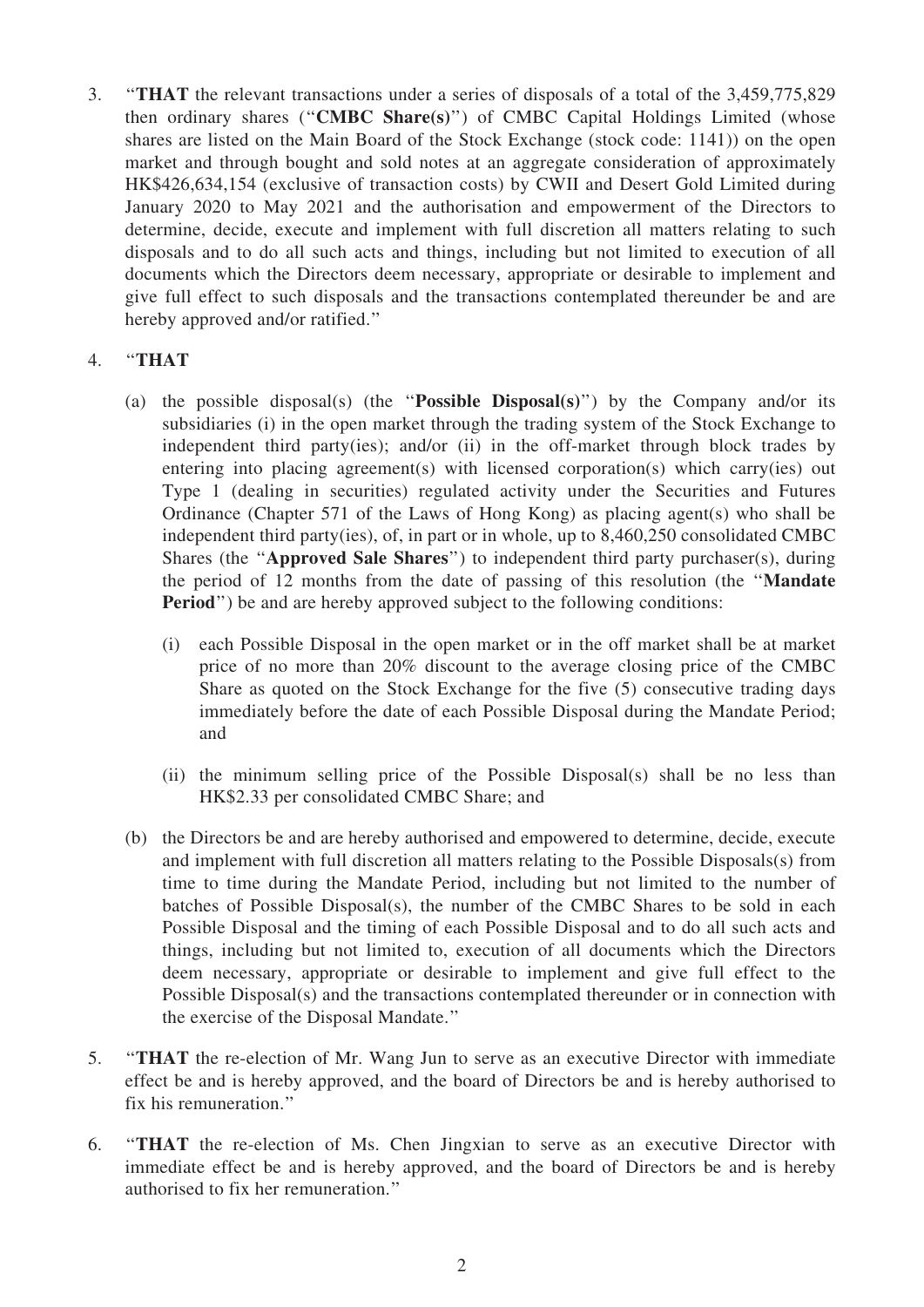3. "**THAT** the relevant transactions under a series of disposals of a total of the 3,459,775,829 then ordinary shares ("**CMBC Share(s)**") of CMBC Capital Holdings Limited (whose shares are listed on the Main Board of the Stock Exchange (stock code: 1141)) on the open market and through bought and sold notes at an aggregate consideration of approximately HK$426,634,154 (exclusive of transaction costs) by CWII and Desert Gold Limited during January 2020 to May 2021 and the authorisation and empowerment of the Directors to determine, decide, execute and implement with full discretion all matters relating to such disposals and to do all such acts and things, including but not limited to execution of all documents which the Directors deem necessary, appropriate or desirable to implement and give full effect to such disposals and the transactions contemplated thereunder be and are hereby approved and/or ratified."

4. "**THAT**

   (a) the possible disposal(s) (the "**Possible Disposal(s)**") by the Company and/or its subsidiaries (i) in the open market through the trading system of the Stock Exchange to independent third party(ies); and/or (ii) in the off-market through block trades by entering into placing agreement(s) with licensed corporation(s) which carry(ies) out Type 1 (dealing in securities) regulated activity under the Securities and Futures Ordinance (Chapter 571 of the Laws of Hong Kong) as placing agent(s) who shall be independent third party(ies), of, in part or in whole, up to 8,460,250 consolidated CMBC Shares (the "**Approved Sale Shares**") to independent third party purchaser(s), during the period of 12 months from the date of passing of this resolution (the "**Mandate Period**") be and are hereby approved subject to the following conditions:

      (i) each Possible Disposal in the open market or in the off market shall be at market price of no more than 20% discount to the average closing price of the CMBC Share as quoted on the Stock Exchange for the five (5) consecutive trading days immediately before the date of each Possible Disposal during the Mandate Period; and

      (ii) the minimum selling price of the Possible Disposal(s) shall be no less than HK$2.33 per consolidated CMBC Share; and

   (b) the Directors be and are hereby authorised and empowered to determine, decide, execute and implement with full discretion all matters relating to the Possible Disposals(s) from time to time during the Mandate Period, including but not limited to the number of batches of Possible Disposal(s), the number of the CMBC Shares to be sold in each Possible Disposal and the timing of each Possible Disposal and to do all such acts and things, including but not limited to, execution of all documents which the Directors deem necessary, appropriate or desirable to implement and give full effect to the Possible Disposal(s) and the transactions contemplated thereunder or in connection with the exercise of the Disposal Mandate."

5. "**THAT** the re-election of Mr. Wang Jun to serve as an executive Director with immediate effect be and is hereby approved, and the board of Directors be and is hereby authorised to fix his remuneration."

6. "**THAT** the re-election of Ms. Chen Jingxian to serve as an executive Director with immediate effect be and is hereby approved, and the board of Directors be and is hereby authorised to fix her remuneration."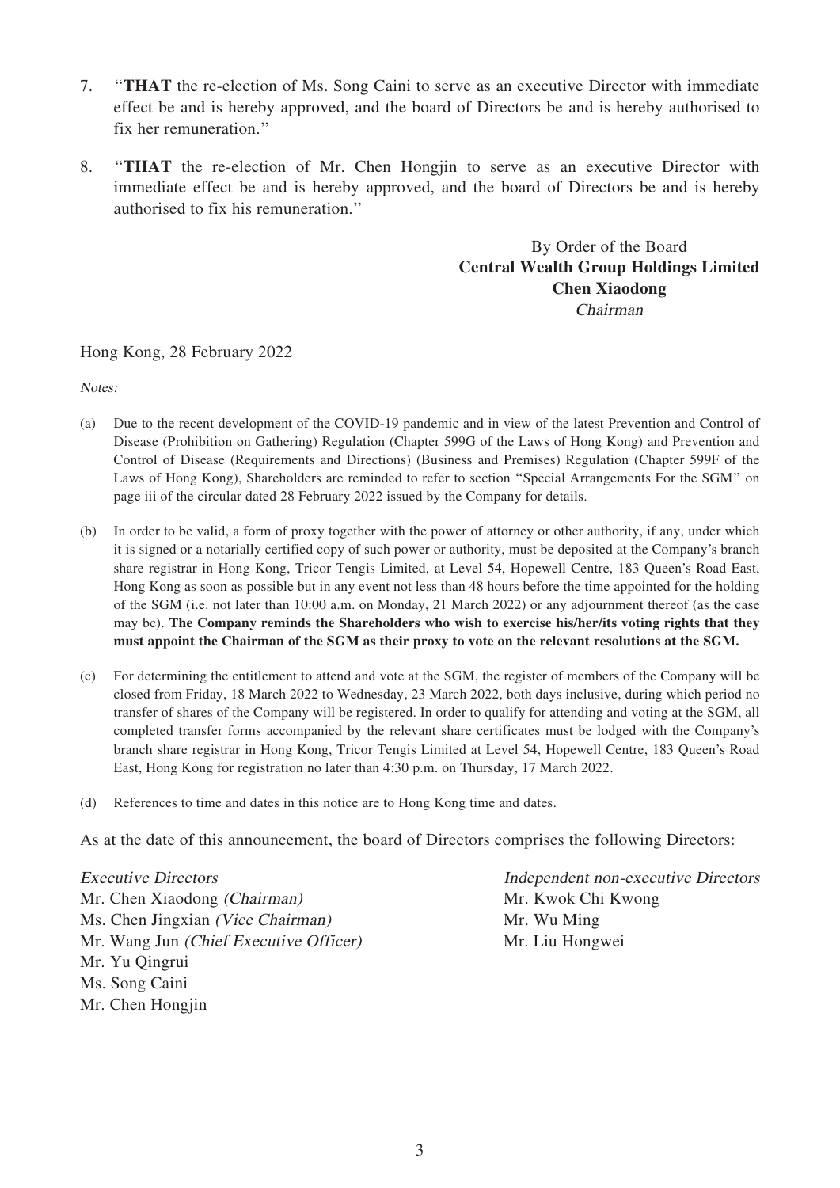7. "**THAT** the re-election of Ms. Song Caini to serve as an executive Director with immediate effect be and is hereby approved, and the board of Directors be and is hereby authorised to fix her remuneration."

8. "**THAT** the re-election of Mr. Chen Hongjin to serve as an executive Director with immediate effect be and is hereby approved, and the board of Directors be and is hereby authorised to fix his remuneration."

By Order of the Board
**Central Wealth Group Holdings Limited**
**Chen Xiaodong**
*Chairman*

Hong Kong, 28 February 2022

*Notes:*

(a) Due to the recent development of the COVID-19 pandemic and in view of the latest Prevention and Control of Disease (Prohibition on Gathering) Regulation (Chapter 599G of the Laws of Hong Kong) and Prevention and Control of Disease (Requirements and Directions) (Business and Premises) Regulation (Chapter 599F of the Laws of Hong Kong), Shareholders are reminded to refer to section "Special Arrangements For the SGM" on page iii of the circular dated 28 February 2022 issued by the Company for details.

(b) In order to be valid, a form of proxy together with the power of attorney or other authority, if any, under which it is signed or a notarially certified copy of such power or authority, must be deposited at the Company's branch share registrar in Hong Kong, Tricor Tengis Limited, at Level 54, Hopewell Centre, 183 Queen's Road East, Hong Kong as soon as possible but in any event not less than 48 hours before the time appointed for the holding of the SGM (i.e. not later than 10:00 a.m. on Monday, 21 March 2022) or any adjournment thereof (as the case may be). **The Company reminds the Shareholders who wish to exercise his/her/its voting rights that they must appoint the Chairman of the SGM as their proxy to vote on the relevant resolutions at the SGM.**

(c) For determining the entitlement to attend and vote at the SGM, the register of members of the Company will be closed from Friday, 18 March 2022 to Wednesday, 23 March 2022, both days inclusive, during which period no transfer of shares of the Company will be registered. In order to qualify for attending and voting at the SGM, all completed transfer forms accompanied by the relevant share certificates must be lodged with the Company's branch share registrar in Hong Kong, Tricor Tengis Limited at Level 54, Hopewell Centre, 183 Queen's Road East, Hong Kong for registration no later than 4:30 p.m. on Thursday, 17 March 2022.

(d) References to time and dates in this notice are to Hong Kong time and dates.

As at the date of this announcement, the board of Directors comprises the following Directors:

*Executive Directors*
Mr. Chen Xiaodong *(Chairman)*
Ms. Chen Jingxian *(Vice Chairman)*
Mr. Wang Jun *(Chief Executive Officer)*
Mr. Yu Qingrui
Ms. Song Caini
Mr. Chen Hongjin

*Independent non-executive Directors*
Mr. Kwok Chi Kwong
Mr. Wu Ming
Mr. Liu Hongwei